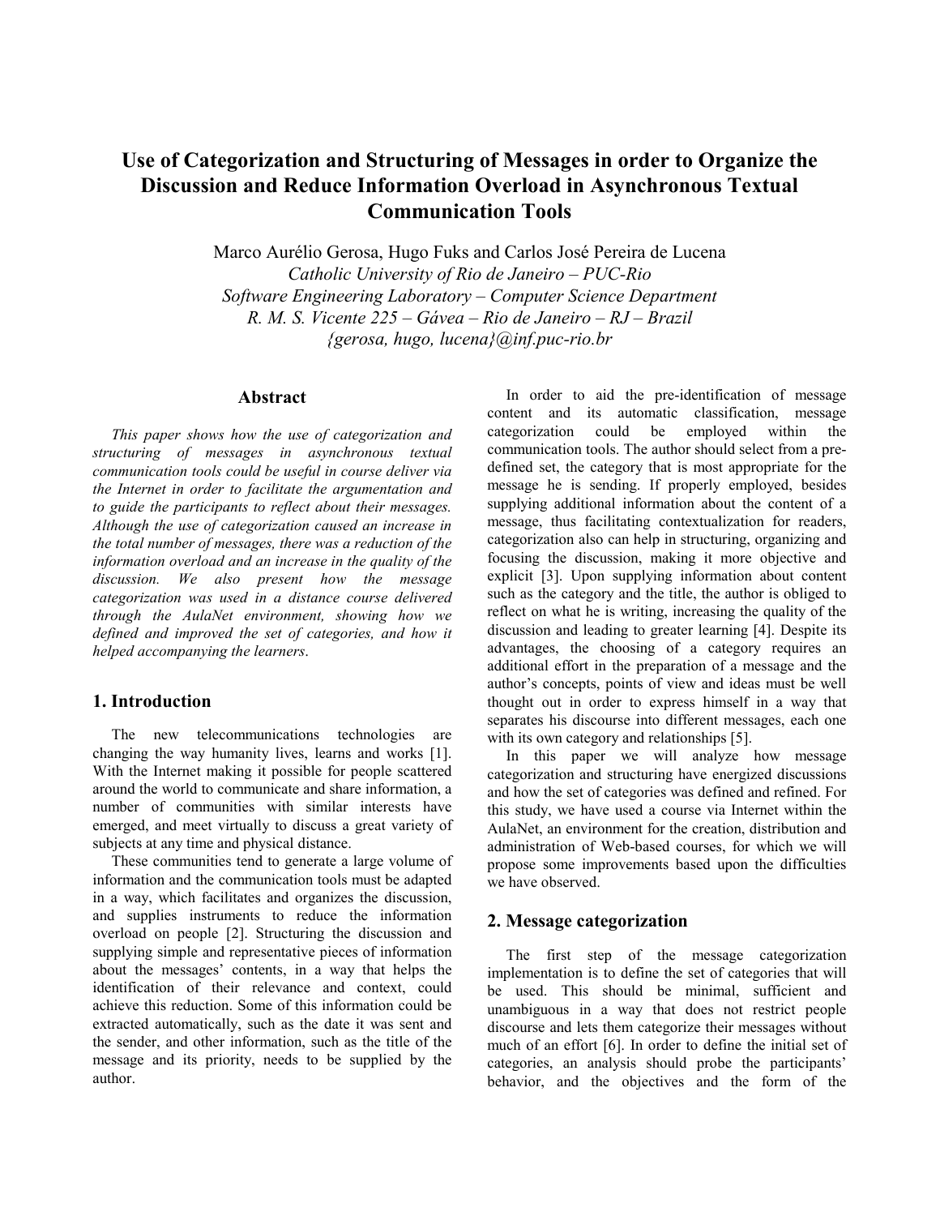# Use of Categorization and Structuring of Messages in order to Organize the Discussion and Reduce Information Overload in Asynchronous Textual Communication Tools

Marco Aurélio Gerosa, Hugo Fuks and Carlos José Pereira de Lucena
*Catholic University of Rio de Janeiro – PUC-Rio*
*Software Engineering Laboratory – Computer Science Department*
*R. M. S. Vicente 225 – Gávea – Rio de Janeiro – RJ – Brazil*
*{gerosa, hugo, lucena}@inf.puc-rio.br*

## Abstract

*This paper shows how the use of categorization and structuring of messages in asynchronous textual communication tools could be useful in course deliver via the Internet in order to facilitate the argumentation and to guide the participants to reflect about their messages. Although the use of categorization caused an increase in the total number of messages, there was a reduction of the information overload and an increase in the quality of the discussion. We also present how the message categorization was used in a distance course delivered through the AulaNet environment, showing how we defined and improved the set of categories, and how it helped accompanying the learners*.

## 1. Introduction

The new telecommunications technologies are changing the way humanity lives, learns and works [1]. With the Internet making it possible for people scattered around the world to communicate and share information, a number of communities with similar interests have emerged, and meet virtually to discuss a great variety of subjects at any time and physical distance.

These communities tend to generate a large volume of information and the communication tools must be adapted in a way, which facilitates and organizes the discussion, and supplies instruments to reduce the information overload on people [2]. Structuring the discussion and supplying simple and representative pieces of information about the messages' contents, in a way that helps the identification of their relevance and context, could achieve this reduction. Some of this information could be extracted automatically, such as the date it was sent and the sender, and other information, such as the title of the message and its priority, needs to be supplied by the author.

In order to aid the pre-identification of message content and its automatic classification, message categorization could be employed within the communication tools. The author should select from a pre-defined set, the category that is most appropriate for the message he is sending. If properly employed, besides supplying additional information about the content of a message, thus facilitating contextualization for readers, categorization also can help in structuring, organizing and focusing the discussion, making it more objective and explicit [3]. Upon supplying information about content such as the category and the title, the author is obliged to reflect on what he is writing, increasing the quality of the discussion and leading to greater learning [4]. Despite its advantages, the choosing of a category requires an additional effort in the preparation of a message and the author's concepts, points of view and ideas must be well thought out in order to express himself in a way that separates his discourse into different messages, each one with its own category and relationships [5].

In this paper we will analyze how message categorization and structuring have energized discussions and how the set of categories was defined and refined. For this study, we have used a course via Internet within the AulaNet, an environment for the creation, distribution and administration of Web-based courses, for which we will propose some improvements based upon the difficulties we have observed.

## 2. Message categorization

The first step of the message categorization implementation is to define the set of categories that will be used. This should be minimal, sufficient and unambiguous in a way that does not restrict people discourse and lets them categorize their messages without much of an effort [6]. In order to define the initial set of categories, an analysis should probe the participants' behavior, and the objectives and the form of the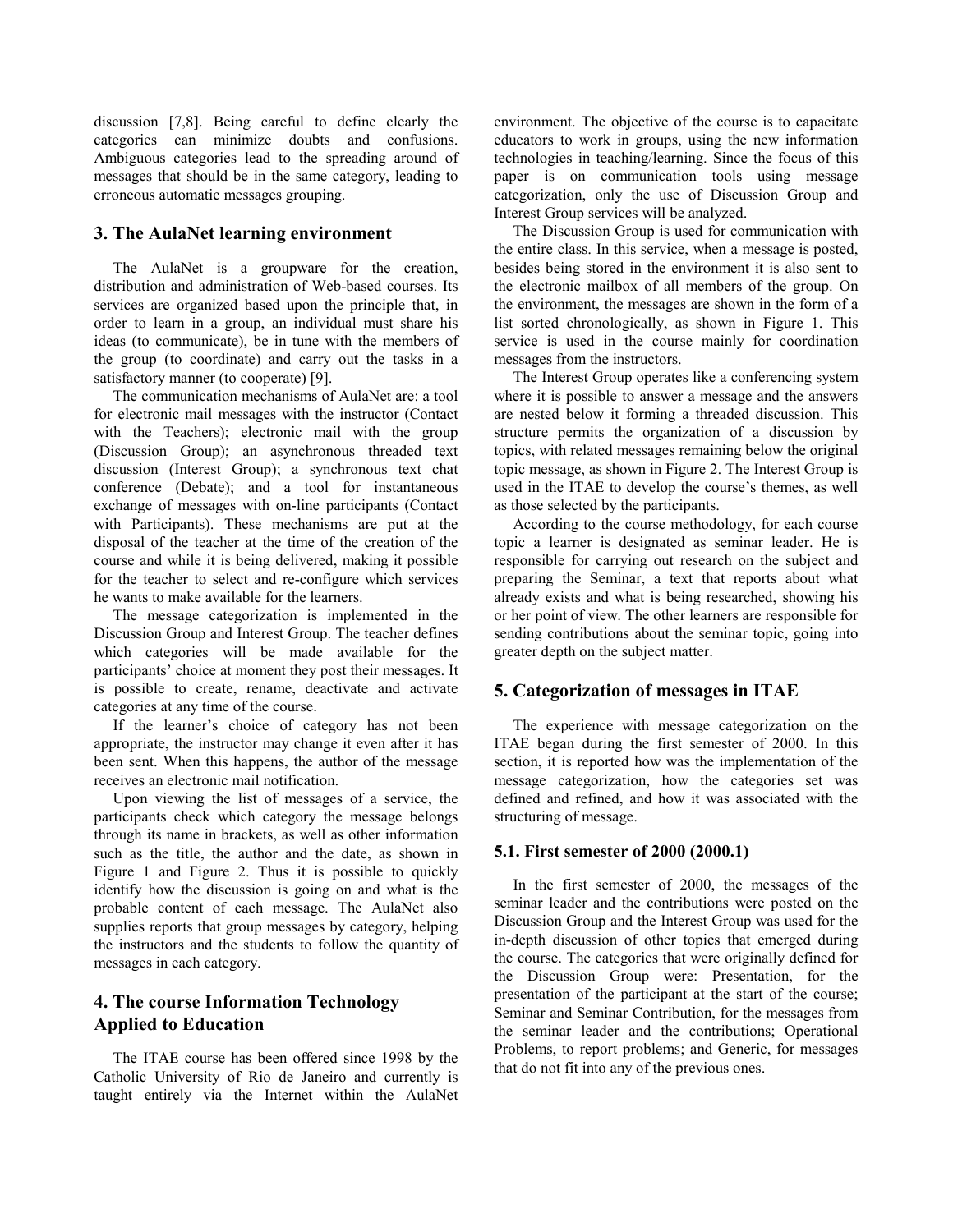discussion [7,8]. Being careful to define clearly the categories can minimize doubts and confusions. Ambiguous categories lead to the spreading around of messages that should be in the same category, leading to erroneous automatic messages grouping.

## 3. The AulaNet learning environment

The AulaNet is a groupware for the creation, distribution and administration of Web-based courses. Its services are organized based upon the principle that, in order to learn in a group, an individual must share his ideas (to communicate), be in tune with the members of the group (to coordinate) and carry out the tasks in a satisfactory manner (to cooperate) [9].

The communication mechanisms of AulaNet are: a tool for electronic mail messages with the instructor (Contact with the Teachers); electronic mail with the group (Discussion Group); an asynchronous threaded text discussion (Interest Group); a synchronous text chat conference (Debate); and a tool for instantaneous exchange of messages with on-line participants (Contact with Participants). These mechanisms are put at the disposal of the teacher at the time of the creation of the course and while it is being delivered, making it possible for the teacher to select and re-configure which services he wants to make available for the learners.

The message categorization is implemented in the Discussion Group and Interest Group. The teacher defines which categories will be made available for the participants' choice at moment they post their messages. It is possible to create, rename, deactivate and activate categories at any time of the course.

If the learner's choice of category has not been appropriate, the instructor may change it even after it has been sent. When this happens, the author of the message receives an electronic mail notification.

Upon viewing the list of messages of a service, the participants check which category the message belongs through its name in brackets, as well as other information such as the title, the author and the date, as shown in Figure 1 and Figure 2. Thus it is possible to quickly identify how the discussion is going on and what is the probable content of each message. The AulaNet also supplies reports that group messages by category, helping the instructors and the students to follow the quantity of messages in each category.

## 4. The course Information Technology Applied to Education

The ITAE course has been offered since 1998 by the Catholic University of Rio de Janeiro and currently is taught entirely via the Internet within the AulaNet environment. The objective of the course is to capacitate educators to work in groups, using the new information technologies in teaching/learning. Since the focus of this paper is on communication tools using message categorization, only the use of Discussion Group and Interest Group services will be analyzed.

The Discussion Group is used for communication with the entire class. In this service, when a message is posted, besides being stored in the environment it is also sent to the electronic mailbox of all members of the group. On the environment, the messages are shown in the form of a list sorted chronologically, as shown in Figure 1. This service is used in the course mainly for coordination messages from the instructors.

The Interest Group operates like a conferencing system where it is possible to answer a message and the answers are nested below it forming a threaded discussion. This structure permits the organization of a discussion by topics, with related messages remaining below the original topic message, as shown in Figure 2. The Interest Group is used in the ITAE to develop the course's themes, as well as those selected by the participants.

According to the course methodology, for each course topic a learner is designated as seminar leader. He is responsible for carrying out research on the subject and preparing the Seminar, a text that reports about what already exists and what is being researched, showing his or her point of view. The other learners are responsible for sending contributions about the seminar topic, going into greater depth on the subject matter.

## 5. Categorization of messages in ITAE

The experience with message categorization on the ITAE began during the first semester of 2000. In this section, it is reported how was the implementation of the message categorization, how the categories set was defined and refined, and how it was associated with the structuring of message.

### 5.1. First semester of 2000 (2000.1)

In the first semester of 2000, the messages of the seminar leader and the contributions were posted on the Discussion Group and the Interest Group was used for the in-depth discussion of other topics that emerged during the course. The categories that were originally defined for the Discussion Group were: Presentation, for the presentation of the participant at the start of the course; Seminar and Seminar Contribution, for the messages from the seminar leader and the contributions; Operational Problems, to report problems; and Generic, for messages that do not fit into any of the previous ones.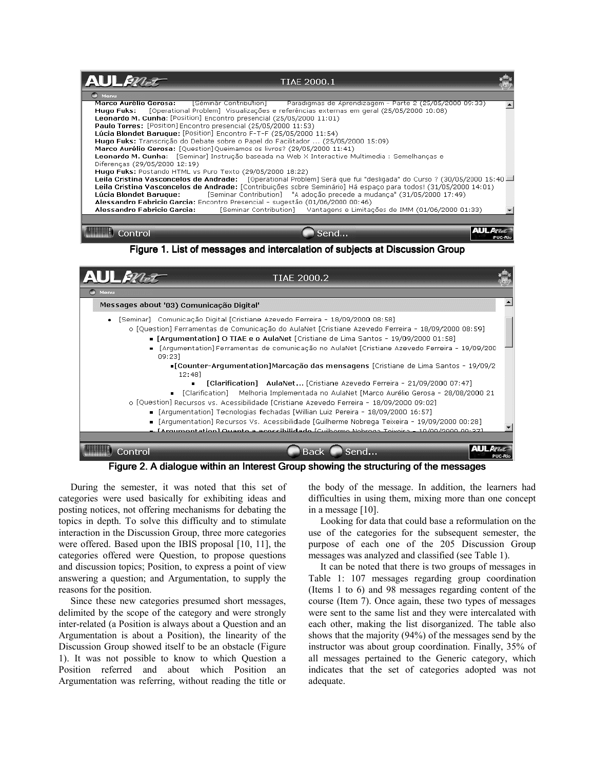Figure 1. List of messages and intercalation of subjects at Discussion Group

Figure 2. A dialogue within an Interest Group showing the structuring of the messages

During the semester, it was noted that this set of categories were used basically for exhibiting ideas and posting notices, not offering mechanisms for debating the topics in depth. To solve this difficulty and to stimulate interaction in the Discussion Group, three more categories were offered. Based upon the IBIS proposal [10, 11], the categories offered were Question, to propose questions and discussion topics; Position, to express a point of view answering a question; and Argumentation, to supply the reasons for the position.

Since these new categories presumed short messages, delimited by the scope of the category and were strongly inter-related (a Position is always about a Question and an Argumentation is about a Position), the linearity of the Discussion Group showed itself to be an obstacle (Figure 1). It was not possible to know to which Question a Position referred and about which Position an Argumentation was referring, without reading the title or the body of the message. In addition, the learners had difficulties in using them, mixing more than one concept in a message [10].

Looking for data that could base a reformulation on the use of the categories for the subsequent semester, the purpose of each one of the 205 Discussion Group messages was analyzed and classified (see Table 1).

It can be noted that there is two groups of messages in Table 1: 107 messages regarding group coordination (Items 1 to 6) and 98 messages regarding content of the course (Item 7). Once again, these two types of messages were sent to the same list and they were intercalated with each other, making the list disorganized. The table also shows that the majority (94%) of the messages send by the instructor was about group coordination. Finally, 35% of all messages pertained to the Generic category, which indicates that the set of categories adopted was not adequate.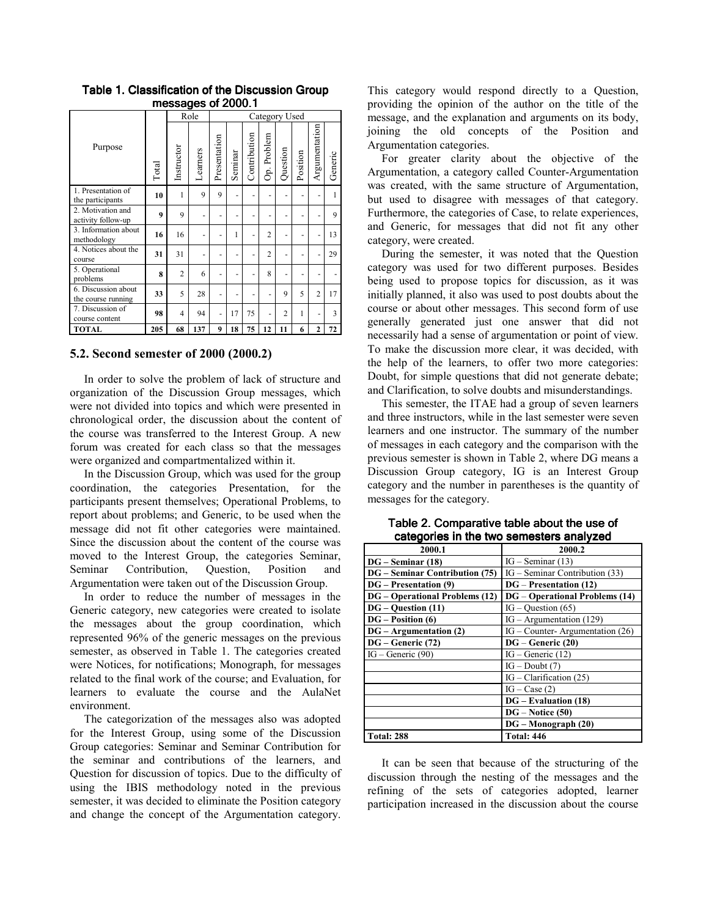**Table 1. Classification of the Discussion Group messages of 2000.1**

| Purpose | Total | Role | | Category Used | | | | | | | |
|---|---|---|---|---|---|---|---|---|---|---|---|
| | | Instructor | Learners | Presentation | Seminar | Contribution | Op. Problem | Question | Position | Argumentation | Generic |
| 1. Presentation of the participants | **10** | 1 | 9 | 9 | - | - | - | - | - | - | 1 |
| 2. Motivation and activity follow-up | **9** | 9 | - | - | - | - | - | - | - | - | 9 |
| 3. Information about methodology | **16** | 16 | - | - | 1 | - | 2 | - | - | - | 13 |
| 4. Notices about the course | **31** | 31 | - | - | - | - | 2 | - | - | - | 29 |
| 5. Operational problems | **8** | 2 | 6 | - | - | - | 8 | - | - | - | - |
| 6. Discussion about the course running | **33** | 5 | 28 | - | - | - | - | 9 | 5 | 2 | 17 |
| 7. Discussion of course content | **98** | 4 | 94 | - | 17 | 75 | - | 2 | 1 | - | 3 |
| **TOTAL** | **205** | **68** | **137** | **9** | **18** | **75** | **12** | **11** | **6** | **2** | **72** |

### 5.2. Second semester of 2000 (2000.2)

In order to solve the problem of lack of structure and organization of the Discussion Group messages, which were not divided into topics and which were presented in chronological order, the discussion about the content of the course was transferred to the Interest Group. A new forum was created for each class so that the messages were organized and compartmentalized within it.

In the Discussion Group, which was used for the group coordination, the categories Presentation, for the participants present themselves; Operational Problems, to report about problems; and Generic, to be used when the message did not fit other categories were maintained. Since the discussion about the content of the course was moved to the Interest Group, the categories Seminar, Seminar Contribution, Question, Position and Argumentation were taken out of the Discussion Group.

In order to reduce the number of messages in the Generic category, new categories were created to isolate the messages about the group coordination, which represented 96% of the generic messages on the previous semester, as observed in Table 1. The categories created were Notices, for notifications; Monograph, for messages related to the final work of the course; and Evaluation, for learners to evaluate the course and the AulaNet environment.

The categorization of the messages also was adopted for the Interest Group, using some of the Discussion Group categories: Seminar and Seminar Contribution for the seminar and contributions of the learners, and Question for discussion of topics. Due to the difficulty of using the IBIS methodology noted in the previous semester, it was decided to eliminate the Position category and change the concept of the Argumentation category. This category would respond directly to a Question, providing the opinion of the author on the title of the message, and the explanation and arguments on its body, joining the old concepts of the Position and Argumentation categories.

For greater clarity about the objective of the Argumentation, a category called Counter-Argumentation was created, with the same structure of Argumentation, but used to disagree with messages of that category. Furthermore, the categories of Case, to relate experiences, and Generic, for messages that did not fit any other category, were created.

During the semester, it was noted that the Question category was used for two different purposes. Besides being used to propose topics for discussion, as it was initially planned, it also was used to post doubts about the course or about other messages. This second form of use generally generated just one answer that did not necessarily had a sense of argumentation or point of view. To make the discussion more clear, it was decided, with the help of the learners, to offer two more categories: Doubt, for simple questions that did not generate debate; and Clarification, to solve doubts and misunderstandings.

This semester, the ITAE had a group of seven learners and three instructors, while in the last semester were seven learners and one instructor. The summary of the number of messages in each category and the comparison with the previous semester is shown in Table 2, where DG means a Discussion Group category, IG is an Interest Group category and the number in parentheses is the quantity of messages for the category.

**Table 2. Comparative table about the use of categories in the two semesters analyzed**

| 2000.1 | 2000.2 |
|---|---|
| **DG – Seminar (18)** | IG – Seminar (13) |
| **DG – Seminar Contribution (75)** | IG – Seminar Contribution (33) |
| **DG – Presentation (9)** | **DG – Presentation (12)** |
| **DG – Operational Problems (12)** | **DG – Operational Problems (14)** |
| **DG – Question (11)** | IG – Question (65) |
| **DG – Position (6)** | IG – Argumentation (129) |
| **DG – Argumentation (2)** | IG – Counter- Argumentation (26) |
| **DG – Generic (72)** | **DG – Generic (20)** |
| IG – Generic (90) | IG – Generic (12) |
| | IG – Doubt (7) |
| | IG – Clarification (25) |
| | IG – Case (2) |
| | **DG – Evaluation (18)** |
| | **DG – Notice (50)** |
| | **DG – Monograph (20)** |
| **Total: 288** | **Total: 446** |

It can be seen that because of the structuring of the discussion through the nesting of the messages and the refining of the sets of categories adopted, learner participation increased in the discussion about the course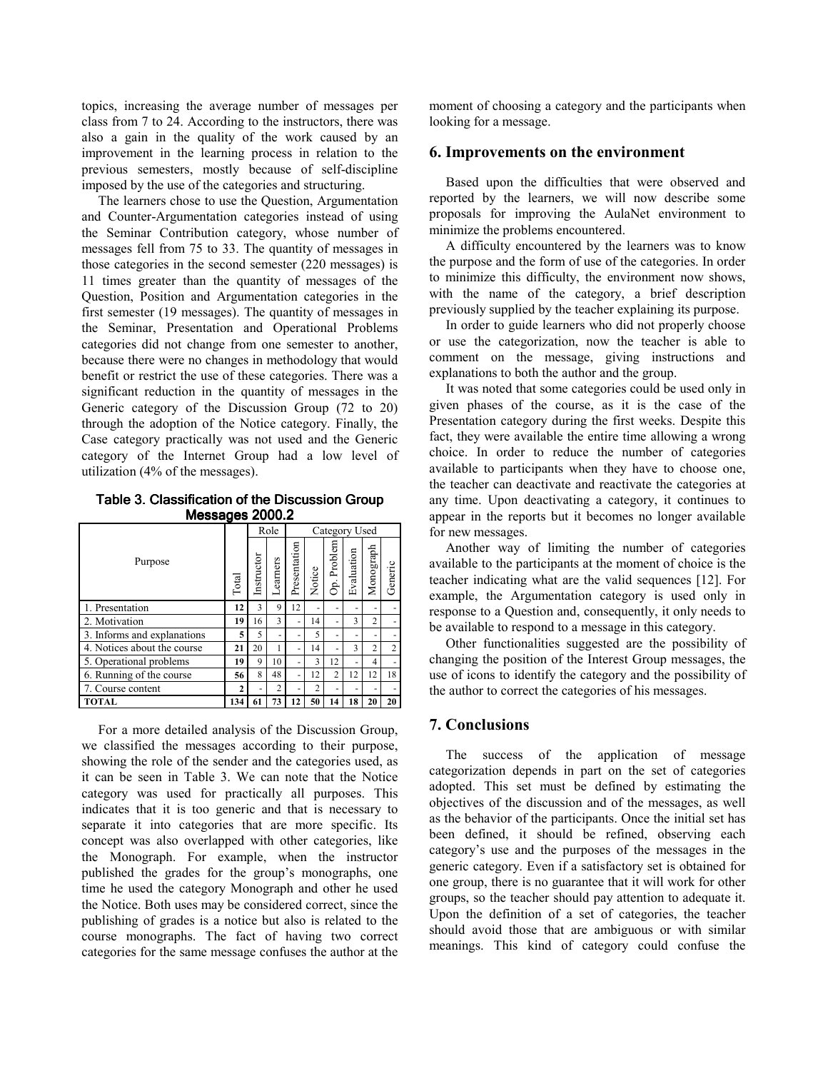topics, increasing the average number of messages per class from 7 to 24. According to the instructors, there was also a gain in the quality of the work caused by an improvement in the learning process in relation to the previous semesters, mostly because of self-discipline imposed by the use of the categories and structuring.

The learners chose to use the Question, Argumentation and Counter-Argumentation categories instead of using the Seminar Contribution category, whose number of messages fell from 75 to 33. The quantity of messages in those categories in the second semester (220 messages) is 11 times greater than the quantity of messages of the Question, Position and Argumentation categories in the first semester (19 messages). The quantity of messages in the Seminar, Presentation and Operational Problems categories did not change from one semester to another, because there were no changes in methodology that would benefit or restrict the use of these categories. There was a significant reduction in the quantity of messages in the Generic category of the Discussion Group (72 to 20) through the adoption of the Notice category. Finally, the Case category practically was not used and the Generic category of the Internet Group had a low level of utilization (4% of the messages).

**Table 3. Classification of the Discussion Group Messages 2000.2**

| Purpose | Total | Role | | Category Used | | | | | |
|---|---|---|---|---|---|---|---|---|---|
| | | Instructor | Learners | Presentation | Notice | Op. Problem | Evaluation | Monograph | Generic |
| 1. Presentation | **12** | 3 | 9 | 12 | - | - | - | - | - |
| 2. Motivation | **19** | 16 | 3 | - | 14 | - | 3 | 2 | - |
| 3. Informs and explanations | **5** | 5 | - | - | 5 | - | - | - | - |
| 4. Notices about the course | **21** | 20 | 1 | - | 14 | - | 3 | 2 | 2 |
| 5. Operational problems | **19** | 9 | 10 | - | 3 | 12 | - | 4 | - |
| 6. Running of the course | **56** | 8 | 48 | - | 12 | 2 | 12 | 12 | 18 |
| 7. Course content | **2** | - | 2 | - | 2 | - | - | - | - |
| **TOTAL** | **134** | **61** | **73** | **12** | **50** | **14** | **18** | **20** | **20** |

For a more detailed analysis according to the Discussion Group, we classified the messages according to their purpose, showing the role of the sender and the categories used, as it can be seen in Table 3. We can note that the Notice category was used for practically all purposes. This indicates that it is too generic and that is necessary to separate it into categories that are more specific. Its concept was also overlapped with other categories, like the Monograph. For example, when the instructor published the grades for the group's monographs, one time he used the category Monograph and other he used the Notice. Both uses may be considered correct, since the publishing of grades is a notice but also is related to the course monographs. The fact of having two correct categories for the same message confuses the author at the moment of choosing a category and the participants when looking for a message.

## 6. Improvements on the environment

Based upon the difficulties that were observed and reported by the learners, we will now describe some proposals for improving the AulaNet environment to minimize the problems encountered.

A difficulty encountered by the learners was to know the purpose and the form of use of the categories. In order to minimize this difficulty, the environment now shows, with the name of the category, a brief description previously supplied by the teacher explaining its purpose.

In order to guide learners who did not properly choose or use the categorization, now the teacher is able to comment on the message, giving instructions and explanations to both the author and the group.

It was noted that some categories could be used only in given phases of the course, as it is the case of the Presentation category during the first weeks. Despite this fact, they were available the entire time allowing a wrong choice. In order to reduce the number of categories available to participants when they have to choose one, the teacher can deactivate and reactivate the categories at any time. Upon deactivating a category, it continues to appear in the reports but it becomes no longer available for new messages.

Another way of limiting the number of categories available to the participants at the moment of choice is the teacher indicating what are the valid sequences [12]. For example, the Argumentation category is used only in response to a Question and, consequently, it only needs to be available to respond to a message in this category.

Other functionalities suggested are the possibility of changing the position of the Interest Group messages, the use of icons to identify the category and the possibility of the author to correct the categories of his messages.

## 7. Conclusions

The success of the application of message categorization depends in part on the set of categories adopted. This set must be defined by estimating the objectives of the discussion and of the messages, as well as the behavior of the participants. Once the initial set has been defined, it should be refined, observing each category's use and the purposes of the messages in the generic category. Even if a satisfactory set is obtained for one group, there is no guarantee that it will work for other groups, so the teacher should pay attention to adequate it. Upon the definition of a set of categories, the teacher should avoid those that are ambiguous or with similar meanings. This kind of category could confuse the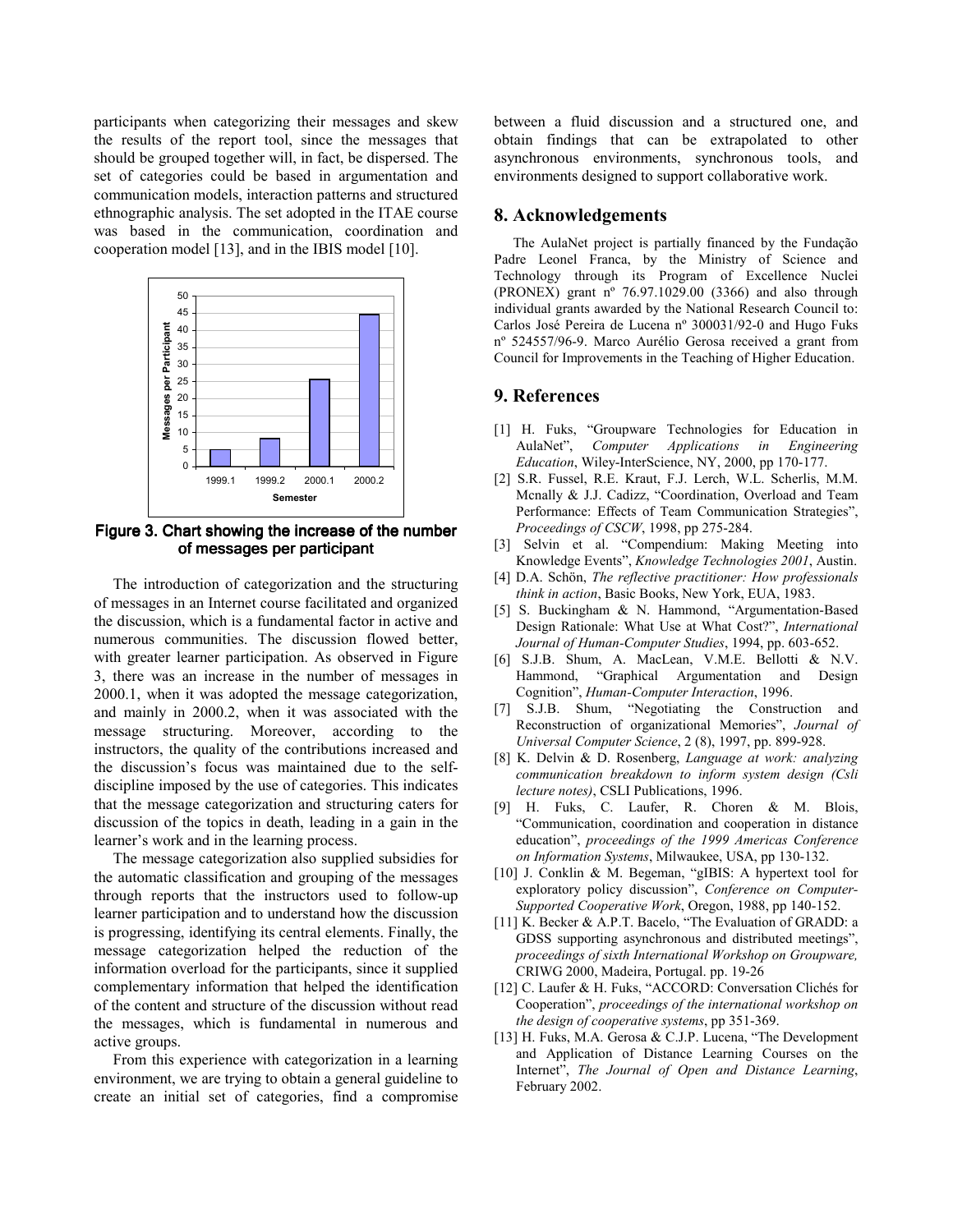participants when categorizing their messages and skew the results of the report tool, since the messages that should be grouped together will, in fact, be dispersed. The set of categories could be based in argumentation and communication models, interaction patterns and structured ethnographic analysis. The set adopted in the ITAE course was based in the communication, coordination and cooperation model [13], and in the IBIS model [10].

Messages per Participant

50
45
40
35
30
25
20
15
10
5
0

1999.1 1999.2 2000.1 2000.2

Semester

**Figure 3. Chart showing the increase of the number of messages per participant**

The introduction of categorization and the structuring of messages in an Internet course facilitated and organized the discussion, which is a fundamental factor in active and numerous communities. The discussion flowed better, with greater learner participation. As observed in Figure 3, there was an increase in the number of messages in 2000.1, when it was adopted the message categorization, and mainly in 2000.2, when it was associated with the message structuring. Moreover, according to the instructors, the quality of the contributions increased and the discussion's focus was maintained due to the self-discipline imposed by the use of categories. This indicates that the message categorization and structuring caters for discussion of the topics in death, leading in a gain in the learner's work and in the learning process.

The message categorization also supplied subsidies for the automatic classification and grouping of the messages through reports that the instructors used to follow-up learner participation and to understand how the discussion is progressing, identifying its central elements. Finally, the message categorization helped the reduction of the information overload for the participants, since it supplied complementary information that helped the identification of the content and structure of the discussion without read the messages, which is fundamental in numerous and active groups.

From this experience with categorization in a learning environment, we are trying to obtain a general guideline to create an initial set of categories, find a compromise between a fluid discussion and a structured one, and obtain findings that can be extrapolated to other asynchronous environments, synchronous tools, and environments designed to support collaborative work.

## 8. Acknowledgements

The AulaNet project is partially financed by the Fundação Padre Leonel Franca, by the Ministry of Science and Technology through its Program of Excellence Nuclei (PRONEX) grant nº 76.97.1029.00 (3366) and also through individual grants awarded by the National Research Council to: Carlos José Pereira de Lucena nº 300031/92-0 and Hugo Fuks nº 524557/96-9. Marco Aurélio Gerosa received a grant from Council for Improvements in the Teaching of Higher Education.

## 9. References

[1] H. Fuks, "Groupware Technologies for Education in AulaNet", *Computer Applications in Engineering Education*, Wiley-InterScience, NY, 2000, pp 170-177.

[2] S.R. Fussel, R.E. Kraut, F.J. Lerch, W.L. Scherlis, M.M. Mcnally & J.J. Cadizz, "Coordination, Overload and Team Performance: Effects of Team Communication Strategies", *Proceedings of CSCW*, 1998, pp 275-284.

[3] Selvin et al. "Compendium: Making Meeting into Knowledge Events", *Knowledge Technologies 2001*, Austin.

[4] D.A. Schön, *The reflective practitioner: How professionals think in action*, Basic Books, New York, EUA, 1983.

[5] S. Buckingham & N. Hammond, "Argumentation-Based Design Rationale: What Use at What Cost?", *International Journal of Human-Computer Studies*, 1994, pp. 603-652.

[6] S.J.B. Shum, A. MacLean, V.M.E. Bellotti & N.V. Hammond, "Graphical Argumentation and Design Cognition", *Human-Computer Interaction*, 1996.

[7] S.J.B. Shum, "Negotiating the Construction and Reconstruction of organizational Memories", *Journal of Universal Computer Science*, 2 (8), 1997, pp. 899-928.

[8] K. Delvin & D. Rosenberg, *Language at work: analyzing communication breakdown to inform system design (Csli lecture notes)*, CSLI Publications, 1996.

[9] H. Fuks, C. Laufer, R. Choren & M. Blois, "Communication, coordination and cooperation in distance education", *proceedings of the 1999 Americas Conference on Information Systems*, Milwaukee, USA, pp 130-132.

[10] J. Conklin & M. Begeman, "gIBIS: A hypertext tool for exploratory policy discussion", *Conference on Computer-Supported Cooperative Work*, Oregon, 1988, pp 140-152.

[11] K. Becker & A.P.T. Bacelo, "The Evaluation of GRADD: a GDSS supporting asynchronous and distributed meetings", *proceedings of sixth International Workshop on Groupware,* CRIWG 2000, Madeira, Portugal. pp. 19-26

[12] C. Laufer & H. Fuks, "ACCORD: Conversation Clichés for Cooperation", *proceedings of the international workshop on the design of cooperative systems*, pp 351-369.

[13] H. Fuks, M.A. Gerosa & C.J.P. Lucena, "The Development and Application of Distance Learning Courses on the Internet", *The Journal of Open and Distance Learning*, February 2002.